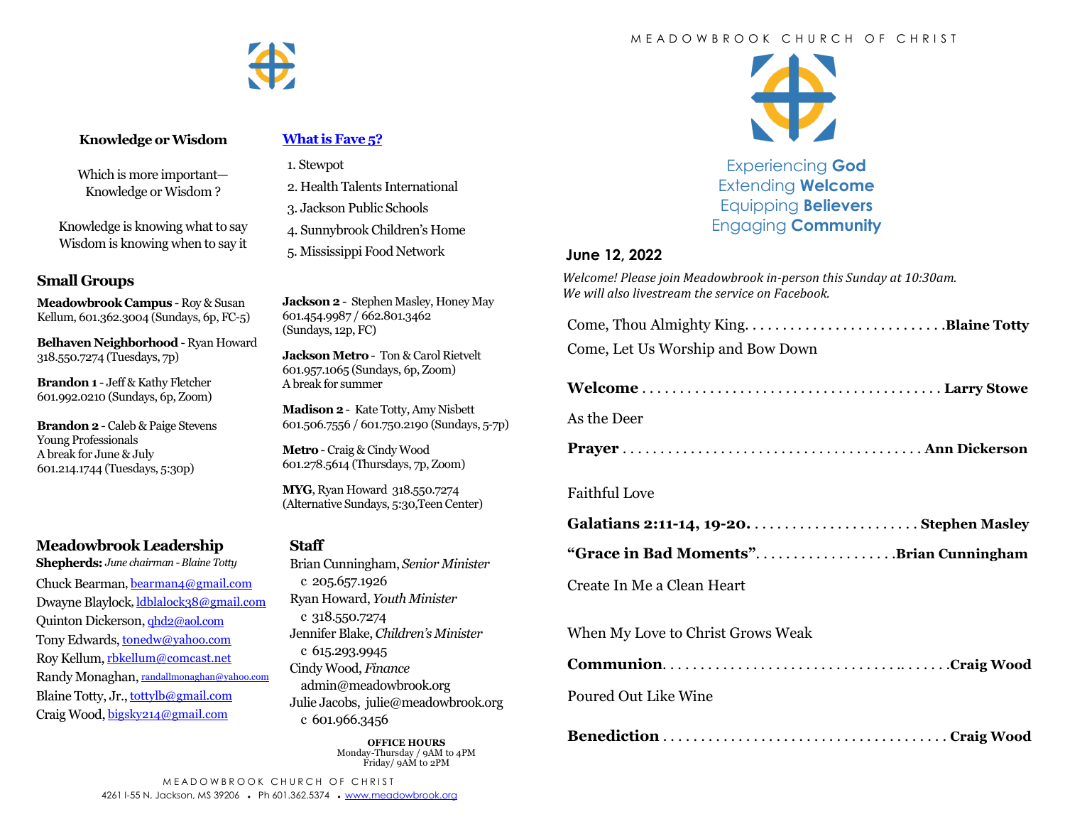## Knowledge or Wisdom

Which is more important—
Knowledge or Wisdom ?

Knowledge is knowing what to say
Wisdom is knowing when to say it

## What is Fave 5?

1. Stewpot
2. Health Talents International
3. Jackson Public Schools
4. Sunnybrook Children's Home
5. Mississippi Food Network

## Small Groups

**Meadowbrook Campus** - Roy & Susan Kellum, 601.362.3004 (Sundays, 6p, FC-5)

**Belhaven Neighborhood** - Ryan Howard 318.550.7274 (Tuesdays, 7p)

**Brandon 1** - Jeff & Kathy Fletcher 601.992.0210 (Sundays, 6p, Zoom)

**Brandon 2** - Caleb & Paige Stevens
Young Professionals
A break for June & July
601.214.1744 (Tuesdays, 5:30p)

**Jackson 2** - Stephen Masley, Honey May
601.454.9987 / 662.801.3462
(Sundays, 12p, FC)

**Jackson Metro** - Ton & Carol Rietvelt
601.957.1065 (Sundays, 6p, Zoom)
A break for summer

**Madison 2** - Kate Totty, Amy Nisbett
601.506.7556 / 601.750.2190 (Sundays, 5-7p)

**Metro** - Craig & Cindy Wood
601.278.5614 (Thursdays, 7p, Zoom)

**MYG**, Ryan Howard 318.550.7274
(Alternative Sundays, 5:30,Teen Center)

## Meadowbrook Leadership

**Shepherds:** *June chairman - Blaine Totty*

Chuck Bearman, bearman4@gmail.com
Dwayne Blaylock, ldblalock38@gmail.com
Quinton Dickerson, qhd2@aol.com
Tony Edwards, tonedw@yahoo.com
Roy Kellum, rbkellum@comcast.net
Randy Monaghan, randallmonaghan@yahoo.com
Blaine Totty, Jr., tottylb@gmail.com
Craig Wood, bigsky214@gmail.com

## Staff

Brian Cunningham, *Senior Minister*
c 205.657.1926
Ryan Howard, *Youth Minister*
c 318.550.7274
Jennifer Blake, *Children's Minister*
c 615.293.9945
Cindy Wood, *Finance*
admin@meadowbrook.org
Julie Jacobs, julie@meadowbrook.org
c 601.966.3456

**OFFICE HOURS**
Monday-Thursday / 9AM to 4PM
Friday/ 9AM to 2PM

MEADOWBROOK CHURCH OF CHRIST
4261 I-55 N, Jackson, MS 39206 • Ph 601.362.5374 • www.meadowbrook.org

# MEADOWBROOK CHURCH OF CHRIST

Experiencing **God**
Extending **Welcome**
Equipping **Believers**
Engaging **Community**

**June 12, 2022**

*Welcome! Please join Meadowbrook in-person this Sunday at 10:30am. We will also livestream the service on Facebook.*

Come, Thou Almighty King. . . . . . . . . . . **Blaine Totty**
Come, Let Us Worship and Bow Down

**Welcome** . . . . . . . . . . . **Larry Stowe**

As the Deer

**Prayer** . . . . . . . . . . . **Ann Dickerson**

Faithful Love

**Galatians 2:11-14, 19-20.** . . . . . . . . . . . **Stephen Masley**

**"Grace in Bad Moments"**. . . . . . . . . . . **Brian Cunningham**

Create In Me a Clean Heart

When My Love to Christ Grows Weak

**Communion**. . . . . . . . . . . **Craig Wood**

Poured Out Like Wine

**Benediction** . . . . . . . . . . . **Craig Wood**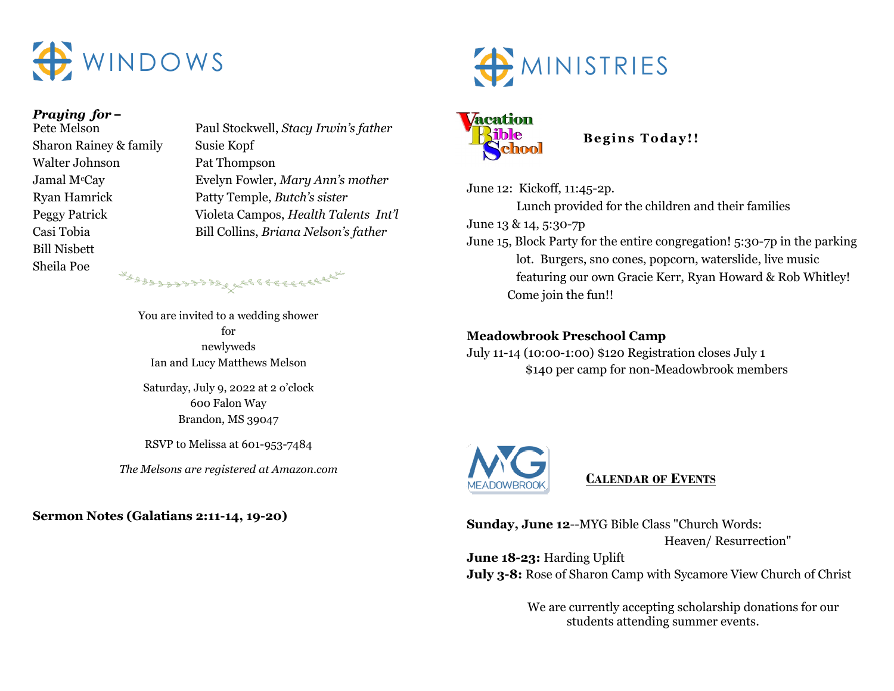# WINDOWS

***Praying for –***

Pete Melson
Sharon Rainey & family
Walter Johnson
Jamal McCay
Ryan Hamrick
Peggy Patrick
Casi Tobia
Bill Nisbett
Sheila Poe
Paul Stockwell, *Stacy Irwin's father*
Susie Kopf
Pat Thompson
Evelyn Fowler, *Mary Ann's mother*
Patty Temple, *Butch's sister*
Violeta Campos, *Health Talents Int'l*
Bill Collins, *Briana Nelson's father*

You are invited to a wedding shower
for
newlyweds
Ian and Lucy Matthews Melson

Saturday, July 9, 2022 at 2 o'clock
600 Falon Way
Brandon, MS 39047

RSVP to Melissa at 601-953-7484

*The Melsons are registered at Amazon.com*

**Sermon Notes (Galatians 2:11-14, 19-20)**

# MINISTRIES

Vacation Bible School

**Begins Today!!**

June 12: Kickoff, 11:45-2p.
Lunch provided for the children and their families
June 13 & 14, 5:30-7p
June 15, Block Party for the entire congregation! 5:30-7p in the parking lot. Burgers, sno cones, popcorn, waterslide, live music featuring our own Gracie Kerr, Ryan Howard & Rob Whitley!
Come join the fun!!

**Meadowbrook Preschool Camp**
July 11-14 (10:00-1:00) $120 Registration closes July 1
$140 per camp for non-Meadowbrook members

MYG MEADOWBROOK

**Calendar of Events**

**Sunday, June 12**--MYG Bible Class "Church Words: Heaven/ Resurrection"
**June 18-23:** Harding Uplift
**July 3-8:** Rose of Sharon Camp with Sycamore View Church of Christ

We are currently accepting scholarship donations for our students attending summer events.